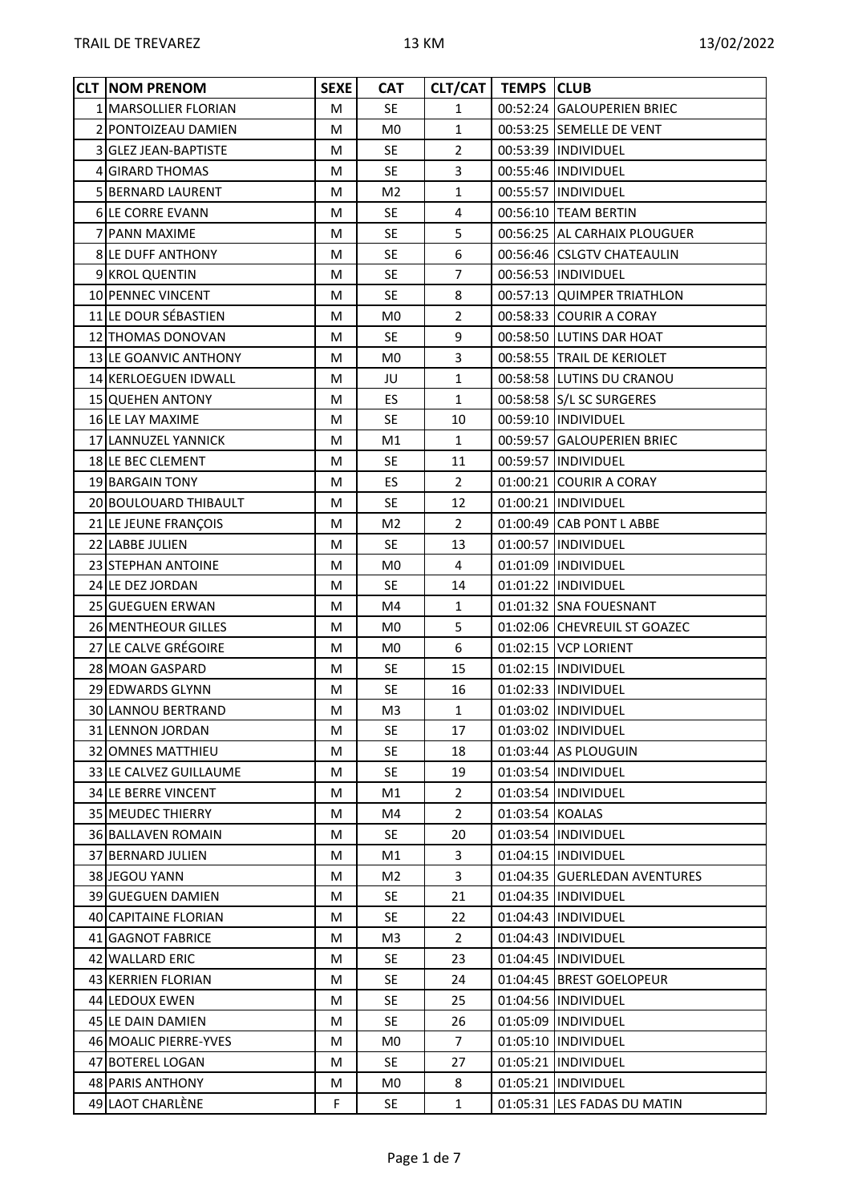TRAIL DE TREVAREZ | 13 KM | 13/02/2022

| CLT | NOM PRENOM | SEXE | CAT | CLT/CAT | TEMPS | CLUB |
|---|---|---|---|---|---|---|
| 1 | MARSOLLIER FLORIAN | M | SE | 1 | 00:52:24 | GALOUPERIEN BRIEC |
| 2 | PONTOIZEAU DAMIEN | M | M0 | 1 | 00:53:25 | SEMELLE DE VENT |
| 3 | GLEZ JEAN-BAPTISTE | M | SE | 2 | 00:53:39 | INDIVIDUEL |
| 4 | GIRARD THOMAS | M | SE | 3 | 00:55:46 | INDIVIDUEL |
| 5 | BERNARD LAURENT | M | M2 | 1 | 00:55:57 | INDIVIDUEL |
| 6 | LE CORRE EVANN | M | SE | 4 | 00:56:10 | TEAM BERTIN |
| 7 | PANN MAXIME | M | SE | 5 | 00:56:25 | AL CARHAIX PLOUGUER |
| 8 | LE DUFF ANTHONY | M | SE | 6 | 00:56:46 | CSLGTV CHATEAULIN |
| 9 | KROL QUENTIN | M | SE | 7 | 00:56:53 | INDIVIDUEL |
| 10 | PENNEC VINCENT | M | SE | 8 | 00:57:13 | QUIMPER TRIATHLON |
| 11 | LE DOUR SÉBASTIEN | M | M0 | 2 | 00:58:33 | COURIR A CORAY |
| 12 | THOMAS DONOVAN | M | SE | 9 | 00:58:50 | LUTINS DAR HOAT |
| 13 | LE GOANVIC ANTHONY | M | M0 | 3 | 00:58:55 | TRAIL DE KERIOLET |
| 14 | KERLOEGUEN IDWALL | M | JU | 1 | 00:58:58 | LUTINS DU CRANOU |
| 15 | QUEHEN ANTONY | M | ES | 1 | 00:58:58 | S/L SC SURGERES |
| 16 | LE LAY MAXIME | M | SE | 10 | 00:59:10 | INDIVIDUEL |
| 17 | LANNUZEL YANNICK | M | M1 | 1 | 00:59:57 | GALOUPERIEN BRIEC |
| 18 | LE BEC CLEMENT | M | SE | 11 | 00:59:57 | INDIVIDUEL |
| 19 | BARGAIN TONY | M | ES | 2 | 01:00:21 | COURIR A CORAY |
| 20 | BOULOUARD THIBAULT | M | SE | 12 | 01:00:21 | INDIVIDUEL |
| 21 | LE JEUNE FRANÇOIS | M | M2 | 2 | 01:00:49 | CAB PONT L ABBE |
| 22 | LABBE JULIEN | M | SE | 13 | 01:00:57 | INDIVIDUEL |
| 23 | STEPHAN ANTOINE | M | M0 | 4 | 01:01:09 | INDIVIDUEL |
| 24 | LE DEZ JORDAN | M | SE | 14 | 01:01:22 | INDIVIDUEL |
| 25 | GUEGUEN ERWAN | M | M4 | 1 | 01:01:32 | SNA FOUESNANT |
| 26 | MENTHEOUR GILLES | M | M0 | 5 | 01:02:06 | CHEVREUIL ST GOAZEC |
| 27 | LE CALVE GRÉGOIRE | M | M0 | 6 | 01:02:15 | VCP LORIENT |
| 28 | MOAN GASPARD | M | SE | 15 | 01:02:15 | INDIVIDUEL |
| 29 | EDWARDS GLYNN | M | SE | 16 | 01:02:33 | INDIVIDUEL |
| 30 | LANNOU BERTRAND | M | M3 | 1 | 01:03:02 | INDIVIDUEL |
| 31 | LENNON JORDAN | M | SE | 17 | 01:03:02 | INDIVIDUEL |
| 32 | OMNES MATTHIEU | M | SE | 18 | 01:03:44 | AS PLOUGUIN |
| 33 | LE CALVEZ GUILLAUME | M | SE | 19 | 01:03:54 | INDIVIDUEL |
| 34 | LE BERRE VINCENT | M | M1 | 2 | 01:03:54 | INDIVIDUEL |
| 35 | MEUDEC THIERRY | M | M4 | 2 | 01:03:54 | KOALAS |
| 36 | BALLAVEN ROMAIN | M | SE | 20 | 01:03:54 | INDIVIDUEL |
| 37 | BERNARD JULIEN | M | M1 | 3 | 01:04:15 | INDIVIDUEL |
| 38 | JEGOU YANN | M | M2 | 3 | 01:04:35 | GUERLEDAN AVENTURES |
| 39 | GUEGUEN DAMIEN | M | SE | 21 | 01:04:35 | INDIVIDUEL |
| 40 | CAPITAINE FLORIAN | M | SE | 22 | 01:04:43 | INDIVIDUEL |
| 41 | GAGNOT FABRICE | M | M3 | 2 | 01:04:43 | INDIVIDUEL |
| 42 | WALLARD ERIC | M | SE | 23 | 01:04:45 | INDIVIDUEL |
| 43 | KERRIEN FLORIAN | M | SE | 24 | 01:04:45 | BREST GOELOPEUR |
| 44 | LEDOUX EWEN | M | SE | 25 | 01:04:56 | INDIVIDUEL |
| 45 | LE DAIN DAMIEN | M | SE | 26 | 01:05:09 | INDIVIDUEL |
| 46 | MOALIC PIERRE-YVES | M | M0 | 7 | 01:05:10 | INDIVIDUEL |
| 47 | BOTEREL LOGAN | M | SE | 27 | 01:05:21 | INDIVIDUEL |
| 48 | PARIS ANTHONY | M | M0 | 8 | 01:05:21 | INDIVIDUEL |
| 49 | LAOT CHARLÈNE | F | SE | 1 | 01:05:31 | LES FADAS DU MATIN |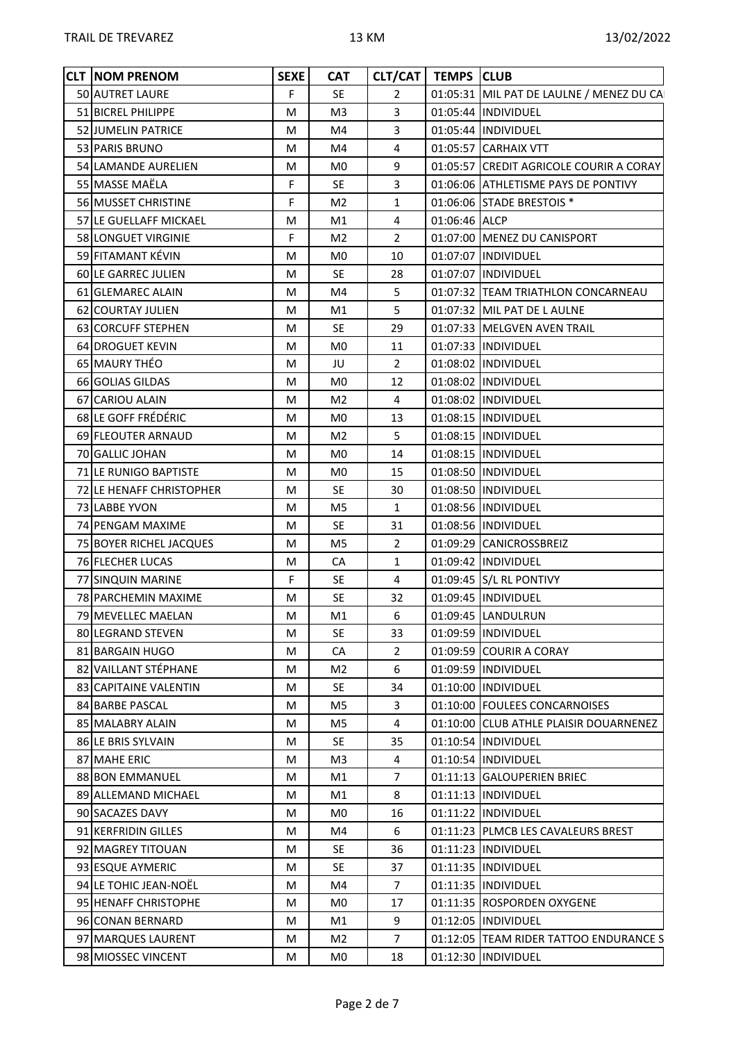| CLT | NOM PRENOM | SEXE | CAT | CLT/CAT | TEMPS | CLUB |
|---|---|---|---|---|---|---|
| 50 | AUTRET LAURE | F | SE | 2 | 01:05:31 | MIL PAT DE LAULNE / MENEZ DU CA |
| 51 | BICREL PHILIPPE | M | M3 | 3 | 01:05:44 | INDIVIDUEL |
| 52 | JUMELIN PATRICE | M | M4 | 3 | 01:05:44 | INDIVIDUEL |
| 53 | PARIS BRUNO | M | M4 | 4 | 01:05:57 | CARHAIX VTT |
| 54 | LAMANDE AURELIEN | M | M0 | 9 | 01:05:57 | CREDIT AGRICOLE COURIR A CORAY |
| 55 | MASSE MAËLA | F | SE | 3 | 01:06:06 | ATHLETISME PAYS DE PONTIVY |
| 56 | MUSSET CHRISTINE | F | M2 | 1 | 01:06:06 | STADE BRESTOIS * |
| 57 | LE GUELLAFF MICKAEL | M | M1 | 4 | 01:06:46 | ALCP |
| 58 | LONGUET VIRGINIE | F | M2 | 2 | 01:07:00 | MENEZ DU CANISPORT |
| 59 | FITAMANT KÉVIN | M | M0 | 10 | 01:07:07 | INDIVIDUEL |
| 60 | LE GARREC JULIEN | M | SE | 28 | 01:07:07 | INDIVIDUEL |
| 61 | GLEMAREC ALAIN | M | M4 | 5 | 01:07:32 | TEAM TRIATHLON CONCARNEAU |
| 62 | COURTAY JULIEN | M | M1 | 5 | 01:07:32 | MIL PAT DE L AULNE |
| 63 | CORCUFF STEPHEN | M | SE | 29 | 01:07:33 | MELGVEN AVEN TRAIL |
| 64 | DROGUET KEVIN | M | M0 | 11 | 01:07:33 | INDIVIDUEL |
| 65 | MAURY THÉO | M | JU | 2 | 01:08:02 | INDIVIDUEL |
| 66 | GOLIAS GILDAS | M | M0 | 12 | 01:08:02 | INDIVIDUEL |
| 67 | CARIOU ALAIN | M | M2 | 4 | 01:08:02 | INDIVIDUEL |
| 68 | LE GOFF FRÉDÉRIC | M | M0 | 13 | 01:08:15 | INDIVIDUEL |
| 69 | FLEOUTER ARNAUD | M | M2 | 5 | 01:08:15 | INDIVIDUEL |
| 70 | GALLIC JOHAN | M | M0 | 14 | 01:08:15 | INDIVIDUEL |
| 71 | LE RUNIGO BAPTISTE | M | M0 | 15 | 01:08:50 | INDIVIDUEL |
| 72 | LE HENAFF CHRISTOPHER | M | SE | 30 | 01:08:50 | INDIVIDUEL |
| 73 | LABBE YVON | M | M5 | 1 | 01:08:56 | INDIVIDUEL |
| 74 | PENGAM MAXIME | M | SE | 31 | 01:08:56 | INDIVIDUEL |
| 75 | BOYER RICHEL JACQUES | M | M5 | 2 | 01:09:29 | CANICROSSBREIZ |
| 76 | FLECHER LUCAS | M | CA | 1 | 01:09:42 | INDIVIDUEL |
| 77 | SINQUIN MARINE | F | SE | 4 | 01:09:45 | S/L RL PONTIVY |
| 78 | PARCHEMIN MAXIME | M | SE | 32 | 01:09:45 | INDIVIDUEL |
| 79 | MEVELLEC MAELAN | M | M1 | 6 | 01:09:45 | LANDULRUN |
| 80 | LEGRAND STEVEN | M | SE | 33 | 01:09:59 | INDIVIDUEL |
| 81 | BARGAIN HUGO | M | CA | 2 | 01:09:59 | COURIR A CORAY |
| 82 | VAILLANT STÉPHANE | M | M2 | 6 | 01:09:59 | INDIVIDUEL |
| 83 | CAPITAINE VALENTIN | M | SE | 34 | 01:10:00 | INDIVIDUEL |
| 84 | BARBE PASCAL | M | M5 | 3 | 01:10:00 | FOULEES CONCARNOISES |
| 85 | MALABRY ALAIN | M | M5 | 4 | 01:10:00 | CLUB ATHLE PLAISIR DOUARNENEZ |
| 86 | LE BRIS SYLVAIN | M | SE | 35 | 01:10:54 | INDIVIDUEL |
| 87 | MAHE ERIC | M | M3 | 4 | 01:10:54 | INDIVIDUEL |
| 88 | BON EMMANUEL | M | M1 | 7 | 01:11:13 | GALOUPERIEN BRIEC |
| 89 | ALLEMAND MICHAEL | M | M1 | 8 | 01:11:13 | INDIVIDUEL |
| 90 | SACAZES DAVY | M | M0 | 16 | 01:11:22 | INDIVIDUEL |
| 91 | KERFRIDIN GILLES | M | M4 | 6 | 01:11:23 | PLMCB LES CAVALEURS BREST |
| 92 | MAGREY TITOUAN | M | SE | 36 | 01:11:23 | INDIVIDUEL |
| 93 | ESQUE AYMERIC | M | SE | 37 | 01:11:35 | INDIVIDUEL |
| 94 | LE TOHIC JEAN-NOËL | M | M4 | 7 | 01:11:35 | INDIVIDUEL |
| 95 | HENAFF CHRISTOPHE | M | M0 | 17 | 01:11:35 | ROSPORDEN OXYGENE |
| 96 | CONAN BERNARD | M | M1 | 9 | 01:12:05 | INDIVIDUEL |
| 97 | MARQUES LAURENT | M | M2 | 7 | 01:12:05 | TEAM RIDER TATTOO ENDURANCE S |
| 98 | MIOSSEC VINCENT | M | M0 | 18 | 01:12:30 | INDIVIDUEL |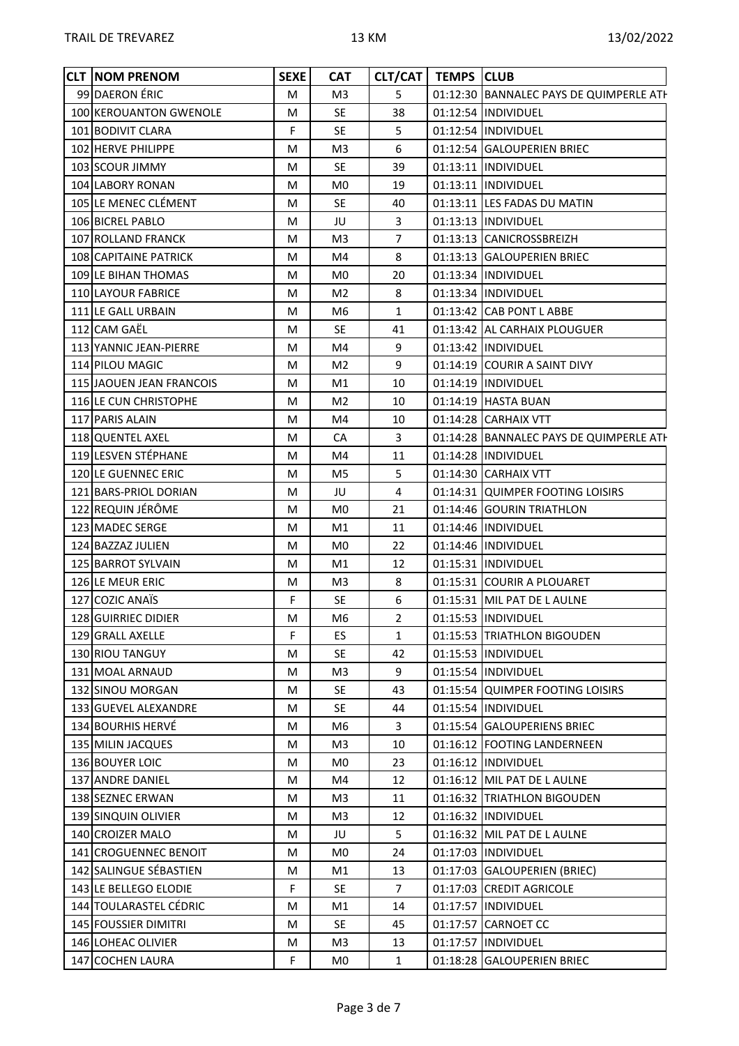| CLT | NOM PRENOM | SEXE | CAT | CLT/CAT | TEMPS | CLUB |
|---|---|---|---|---|---|---|
| 99 | DAERON ÉRIC | M | M3 | 5 | 01:12:30 | BANNALEC PAYS DE QUIMPERLE ATH |
| 100 | KEROUANTON GWENOLE | M | SE | 38 | 01:12:54 | INDIVIDUEL |
| 101 | BODIVIT CLARA | F | SE | 5 | 01:12:54 | INDIVIDUEL |
| 102 | HERVE PHILIPPE | M | M3 | 6 | 01:12:54 | GALOUPERIEN BRIEC |
| 103 | SCOUR JIMMY | M | SE | 39 | 01:13:11 | INDIVIDUEL |
| 104 | LABORY RONAN | M | M0 | 19 | 01:13:11 | INDIVIDUEL |
| 105 | LE MENEC CLÉMENT | M | SE | 40 | 01:13:11 | LES FADAS DU MATIN |
| 106 | BICREL PABLO | M | JU | 3 | 01:13:13 | INDIVIDUEL |
| 107 | ROLLAND FRANCK | M | M3 | 7 | 01:13:13 | CANICROSSBREIZH |
| 108 | CAPITAINE PATRICK | M | M4 | 8 | 01:13:13 | GALOUPERIEN BRIEC |
| 109 | LE BIHAN THOMAS | M | M0 | 20 | 01:13:34 | INDIVIDUEL |
| 110 | LAYOUR FABRICE | M | M2 | 8 | 01:13:34 | INDIVIDUEL |
| 111 | LE GALL URBAIN | M | M6 | 1 | 01:13:42 | CAB PONT L ABBE |
| 112 | CAM GAËL | M | SE | 41 | 01:13:42 | AL CARHAIX PLOUGUER |
| 113 | YANNIC JEAN-PIERRE | M | M4 | 9 | 01:13:42 | INDIVIDUEL |
| 114 | PILOU MAGIC | M | M2 | 9 | 01:14:19 | COURIR A SAINT DIVY |
| 115 | JAOUEN JEAN FRANCOIS | M | M1 | 10 | 01:14:19 | INDIVIDUEL |
| 116 | LE CUN CHRISTOPHE | M | M2 | 10 | 01:14:19 | HASTA BUAN |
| 117 | PARIS ALAIN | M | M4 | 10 | 01:14:28 | CARHAIX VTT |
| 118 | QUENTEL AXEL | M | CA | 3 | 01:14:28 | BANNALEC PAYS DE QUIMPERLE ATH |
| 119 | LESVEN STÉPHANE | M | M4 | 11 | 01:14:28 | INDIVIDUEL |
| 120 | LE GUENNEC ERIC | M | M5 | 5 | 01:14:30 | CARHAIX VTT |
| 121 | BARS-PRIOL DORIAN | M | JU | 4 | 01:14:31 | QUIMPER FOOTING LOISIRS |
| 122 | REQUIN JÉRÔME | M | M0 | 21 | 01:14:46 | GOURIN TRIATHLON |
| 123 | MADEC SERGE | M | M1 | 11 | 01:14:46 | INDIVIDUEL |
| 124 | BAZZAZ JULIEN | M | M0 | 22 | 01:14:46 | INDIVIDUEL |
| 125 | BARROT SYLVAIN | M | M1 | 12 | 01:15:31 | INDIVIDUEL |
| 126 | LE MEUR ERIC | M | M3 | 8 | 01:15:31 | COURIR A PLOUARET |
| 127 | COZIC ANAÏS | F | SE | 6 | 01:15:31 | MIL PAT DE L AULNE |
| 128 | GUIRRIEC DIDIER | M | M6 | 2 | 01:15:53 | INDIVIDUEL |
| 129 | GRALL AXELLE | F | ES | 1 | 01:15:53 | TRIATHLON BIGOUDEN |
| 130 | RIOU TANGUY | M | SE | 42 | 01:15:53 | INDIVIDUEL |
| 131 | MOAL ARNAUD | M | M3 | 9 | 01:15:54 | INDIVIDUEL |
| 132 | SINOU MORGAN | M | SE | 43 | 01:15:54 | QUIMPER FOOTING LOISIRS |
| 133 | GUEVEL ALEXANDRE | M | SE | 44 | 01:15:54 | INDIVIDUEL |
| 134 | BOURHIS HERVÉ | M | M6 | 3 | 01:15:54 | GALOUPERIENS BRIEC |
| 135 | MILIN JACQUES | M | M3 | 10 | 01:16:12 | FOOTING LANDERNEEN |
| 136 | BOUYER LOIC | M | M0 | 23 | 01:16:12 | INDIVIDUEL |
| 137 | ANDRE DANIEL | M | M4 | 12 | 01:16:12 | MIL PAT DE L AULNE |
| 138 | SEZNEC ERWAN | M | M3 | 11 | 01:16:32 | TRIATHLON BIGOUDEN |
| 139 | SINQUIN OLIVIER | M | M3 | 12 | 01:16:32 | INDIVIDUEL |
| 140 | CROIZER MALO | M | JU | 5 | 01:16:32 | MIL PAT DE L AULNE |
| 141 | CROGUENNEC BENOIT | M | M0 | 24 | 01:17:03 | INDIVIDUEL |
| 142 | SALINGUE SÉBASTIEN | M | M1 | 13 | 01:17:03 | GALOUPERIEN (BRIEC) |
| 143 | LE BELLEGO ELODIE | F | SE | 7 | 01:17:03 | CREDIT AGRICOLE |
| 144 | TOULARASTEL CÉDRIC | M | M1 | 14 | 01:17:57 | INDIVIDUEL |
| 145 | FOUSSIER DIMITRI | M | SE | 45 | 01:17:57 | CARNOET CC |
| 146 | LOHEAC OLIVIER | M | M3 | 13 | 01:17:57 | INDIVIDUEL |
| 147 | COCHEN LAURA | F | M0 | 1 | 01:18:28 | GALOUPERIEN BRIEC |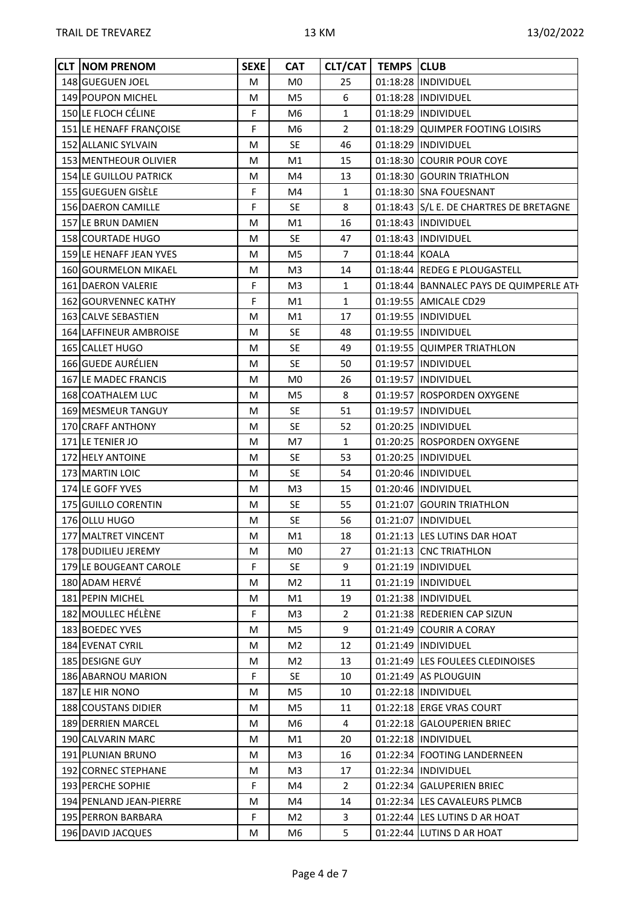| CLT | NOM PRENOM | SEXE | CAT | CLT/CAT | TEMPS | CLUB |
|---|---|---|---|---|---|---|
| 148 | GUEGUEN JOEL | M | M0 | 25 | 01:18:28 | INDIVIDUEL |
| 149 | POUPON MICHEL | M | M5 | 6 | 01:18:28 | INDIVIDUEL |
| 150 | LE FLOCH CÉLINE | F | M6 | 1 | 01:18:29 | INDIVIDUEL |
| 151 | LE HENAFF FRANÇOISE | F | M6 | 2 | 01:18:29 | QUIMPER FOOTING LOISIRS |
| 152 | ALLANIC SYLVAIN | M | SE | 46 | 01:18:29 | INDIVIDUEL |
| 153 | MENTHEOUR OLIVIER | M | M1 | 15 | 01:18:30 | COURIR POUR COYE |
| 154 | LE GUILLOU PATRICK | M | M4 | 13 | 01:18:30 | GOURIN TRIATHLON |
| 155 | GUEGUEN GISÈLE | F | M4 | 1 | 01:18:30 | SNA FOUESNANT |
| 156 | DAERON CAMILLE | F | SE | 8 | 01:18:43 | S/L E. DE CHARTRES DE BRETAGNE |
| 157 | LE BRUN DAMIEN | M | M1 | 16 | 01:18:43 | INDIVIDUEL |
| 158 | COURTADE HUGO | M | SE | 47 | 01:18:43 | INDIVIDUEL |
| 159 | LE HENAFF JEAN YVES | M | M5 | 7 | 01:18:44 | KOALA |
| 160 | GOURMELON MIKAEL | M | M3 | 14 | 01:18:44 | REDEG E PLOUGASTELL |
| 161 | DAERON VALERIE | F | M3 | 1 | 01:18:44 | BANNALEC PAYS DE QUIMPERLE ATH |
| 162 | GOURVENNEC KATHY | F | M1 | 1 | 01:19:55 | AMICALE CD29 |
| 163 | CALVE SEBASTIEN | M | M1 | 17 | 01:19:55 | INDIVIDUEL |
| 164 | LAFFINEUR AMBROISE | M | SE | 48 | 01:19:55 | INDIVIDUEL |
| 165 | CALLET HUGO | M | SE | 49 | 01:19:55 | QUIMPER TRIATHLON |
| 166 | GUEDE AURÉLIEN | M | SE | 50 | 01:19:57 | INDIVIDUEL |
| 167 | LE MADEC FRANCIS | M | M0 | 26 | 01:19:57 | INDIVIDUEL |
| 168 | COATHALEM LUC | M | M5 | 8 | 01:19:57 | ROSPORDEN OXYGENE |
| 169 | MESMEUR TANGUY | M | SE | 51 | 01:19:57 | INDIVIDUEL |
| 170 | CRAFF ANTHONY | M | SE | 52 | 01:20:25 | INDIVIDUEL |
| 171 | LE TENIER JO | M | M7 | 1 | 01:20:25 | ROSPORDEN OXYGENE |
| 172 | HELY ANTOINE | M | SE | 53 | 01:20:25 | INDIVIDUEL |
| 173 | MARTIN LOIC | M | SE | 54 | 01:20:46 | INDIVIDUEL |
| 174 | LE GOFF YVES | M | M3 | 15 | 01:20:46 | INDIVIDUEL |
| 175 | GUILLO CORENTIN | M | SE | 55 | 01:21:07 | GOURIN TRIATHLON |
| 176 | OLLU HUGO | M | SE | 56 | 01:21:07 | INDIVIDUEL |
| 177 | MALTRET VINCENT | M | M1 | 18 | 01:21:13 | LES LUTINS DAR HOAT |
| 178 | DUDILIEU JEREMY | M | M0 | 27 | 01:21:13 | CNC TRIATHLON |
| 179 | LE BOUGEANT CAROLE | F | SE | 9 | 01:21:19 | INDIVIDUEL |
| 180 | ADAM HERVÉ | M | M2 | 11 | 01:21:19 | INDIVIDUEL |
| 181 | PEPIN MICHEL | M | M1 | 19 | 01:21:38 | INDIVIDUEL |
| 182 | MOULLEC HÉLÈNE | F | M3 | 2 | 01:21:38 | REDERIEN CAP SIZUN |
| 183 | BOEDEC YVES | M | M5 | 9 | 01:21:49 | COURIR A CORAY |
| 184 | EVENAT CYRIL | M | M2 | 12 | 01:21:49 | INDIVIDUEL |
| 185 | DESIGNE GUY | M | M2 | 13 | 01:21:49 | LES FOULEES CLEDINOISES |
| 186 | ABARNOU MARION | F | SE | 10 | 01:21:49 | AS PLOUGUIN |
| 187 | LE HIR NONO | M | M5 | 10 | 01:22:18 | INDIVIDUEL |
| 188 | COUSTANS DIDIER | M | M5 | 11 | 01:22:18 | ERGE VRAS COURT |
| 189 | DERRIEN MARCEL | M | M6 | 4 | 01:22:18 | GALOUPERIEN BRIEC |
| 190 | CALVARIN MARC | M | M1 | 20 | 01:22:18 | INDIVIDUEL |
| 191 | PLUNIAN BRUNO | M | M3 | 16 | 01:22:34 | FOOTING LANDERNEEN |
| 192 | CORNEC STEPHANE | M | M3 | 17 | 01:22:34 | INDIVIDUEL |
| 193 | PERCHE SOPHIE | F | M4 | 2 | 01:22:34 | GALUPERIEN BRIEC |
| 194 | PENLAND JEAN-PIERRE | M | M4 | 14 | 01:22:34 | LES CAVALEURS PLMCB |
| 195 | PERRON BARBARA | F | M2 | 3 | 01:22:44 | LES LUTINS D AR HOAT |
| 196 | DAVID JACQUES | M | M6 | 5 | 01:22:44 | LUTINS D AR HOAT |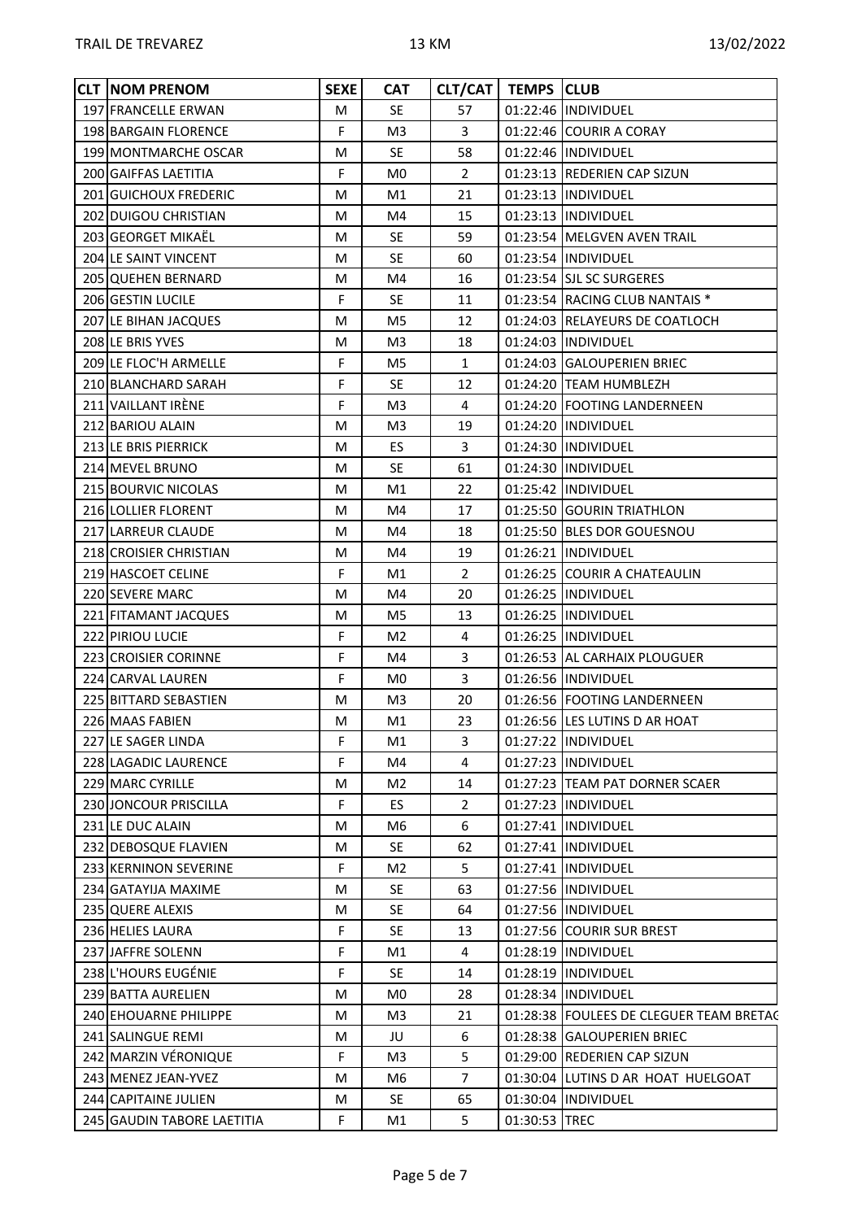| CLT | NOM PRENOM | SEXE | CAT | CLT/CAT | TEMPS | CLUB |
|---|---|---|---|---|---|---|
| 197 | FRANCELLE ERWAN | M | SE | 57 | 01:22:46 | INDIVIDUEL |
| 198 | BARGAIN FLORENCE | F | M3 | 3 | 01:22:46 | COURIR A CORAY |
| 199 | MONTMARCHE OSCAR | M | SE | 58 | 01:22:46 | INDIVIDUEL |
| 200 | GAIFFAS LAETITIA | F | M0 | 2 | 01:23:13 | REDERIEN CAP SIZUN |
| 201 | GUICHOUX FREDERIC | M | M1 | 21 | 01:23:13 | INDIVIDUEL |
| 202 | DUIGOU CHRISTIAN | M | M4 | 15 | 01:23:13 | INDIVIDUEL |
| 203 | GEORGET MIKAËL | M | SE | 59 | 01:23:54 | MELGVEN AVEN TRAIL |
| 204 | LE SAINT VINCENT | M | SE | 60 | 01:23:54 | INDIVIDUEL |
| 205 | QUEHEN BERNARD | M | M4 | 16 | 01:23:54 | SJL SC SURGERES |
| 206 | GESTIN LUCILE | F | SE | 11 | 01:23:54 | RACING CLUB NANTAIS * |
| 207 | LE BIHAN JACQUES | M | M5 | 12 | 01:24:03 | RELAYEURS DE COATLOCH |
| 208 | LE BRIS YVES | M | M3 | 18 | 01:24:03 | INDIVIDUEL |
| 209 | LE FLOC'H ARMELLE | F | M5 | 1 | 01:24:03 | GALOUPERIEN BRIEC |
| 210 | BLANCHARD SARAH | F | SE | 12 | 01:24:20 | TEAM HUMBLEZH |
| 211 | VAILLANT IRÈNE | F | M3 | 4 | 01:24:20 | FOOTING LANDERNEEN |
| 212 | BARIOU ALAIN | M | M3 | 19 | 01:24:20 | INDIVIDUEL |
| 213 | LE BRIS PIERRICK | M | ES | 3 | 01:24:30 | INDIVIDUEL |
| 214 | MEVEL BRUNO | M | SE | 61 | 01:24:30 | INDIVIDUEL |
| 215 | BOURVIC NICOLAS | M | M1 | 22 | 01:25:42 | INDIVIDUEL |
| 216 | LOLLIER FLORENT | M | M4 | 17 | 01:25:50 | GOURIN TRIATHLON |
| 217 | LARREUR CLAUDE | M | M4 | 18 | 01:25:50 | BLES DOR GOUESNOU |
| 218 | CROISIER CHRISTIAN | M | M4 | 19 | 01:26:21 | INDIVIDUEL |
| 219 | HASCOET CELINE | F | M1 | 2 | 01:26:25 | COURIR A CHATEAULIN |
| 220 | SEVERE MARC | M | M4 | 20 | 01:26:25 | INDIVIDUEL |
| 221 | FITAMANT JACQUES | M | M5 | 13 | 01:26:25 | INDIVIDUEL |
| 222 | PIRIOU LUCIE | F | M2 | 4 | 01:26:25 | INDIVIDUEL |
| 223 | CROISIER CORINNE | F | M4 | 3 | 01:26:53 | AL CARHAIX PLOUGUER |
| 224 | CARVAL LAUREN | F | M0 | 3 | 01:26:56 | INDIVIDUEL |
| 225 | BITTARD SEBASTIEN | M | M3 | 20 | 01:26:56 | FOOTING LANDERNEEN |
| 226 | MAAS FABIEN | M | M1 | 23 | 01:26:56 | LES LUTINS D AR HOAT |
| 227 | LE SAGER LINDA | F | M1 | 3 | 01:27:22 | INDIVIDUEL |
| 228 | LAGADIC LAURENCE | F | M4 | 4 | 01:27:23 | INDIVIDUEL |
| 229 | MARC CYRILLE | M | M2 | 14 | 01:27:23 | TEAM PAT DORNER SCAER |
| 230 | JONCOUR PRISCILLA | F | ES | 2 | 01:27:23 | INDIVIDUEL |
| 231 | LE DUC ALAIN | M | M6 | 6 | 01:27:41 | INDIVIDUEL |
| 232 | DEBOSQUE FLAVIEN | M | SE | 62 | 01:27:41 | INDIVIDUEL |
| 233 | KERNINON SEVERINE | F | M2 | 5 | 01:27:41 | INDIVIDUEL |
| 234 | GATAYIJA MAXIME | M | SE | 63 | 01:27:56 | INDIVIDUEL |
| 235 | QUERE ALEXIS | M | SE | 64 | 01:27:56 | INDIVIDUEL |
| 236 | HELIES LAURA | F | SE | 13 | 01:27:56 | COURIR SUR BREST |
| 237 | JAFFRE SOLENN | F | M1 | 4 | 01:28:19 | INDIVIDUEL |
| 238 | L'HOURS EUGÉNIE | F | SE | 14 | 01:28:19 | INDIVIDUEL |
| 239 | BATTA AURELIEN | M | M0 | 28 | 01:28:34 | INDIVIDUEL |
| 240 | EHOUARNE PHILIPPE | M | M3 | 21 | 01:28:38 | FOULEES DE CLEGUER TEAM BRETAG |
| 241 | SALINGUE REMI | M | JU | 6 | 01:28:38 | GALOUPERIEN BRIEC |
| 242 | MARZIN VÉRONIQUE | F | M3 | 5 | 01:29:00 | REDERIEN CAP SIZUN |
| 243 | MENEZ JEAN-YVEZ | M | M6 | 7 | 01:30:04 | LUTINS D AR HOAT HUELGOAT |
| 244 | CAPITAINE JULIEN | M | SE | 65 | 01:30:04 | INDIVIDUEL |
| 245 | GAUDIN TABORE LAETITIA | F | M1 | 5 | 01:30:53 | TREC |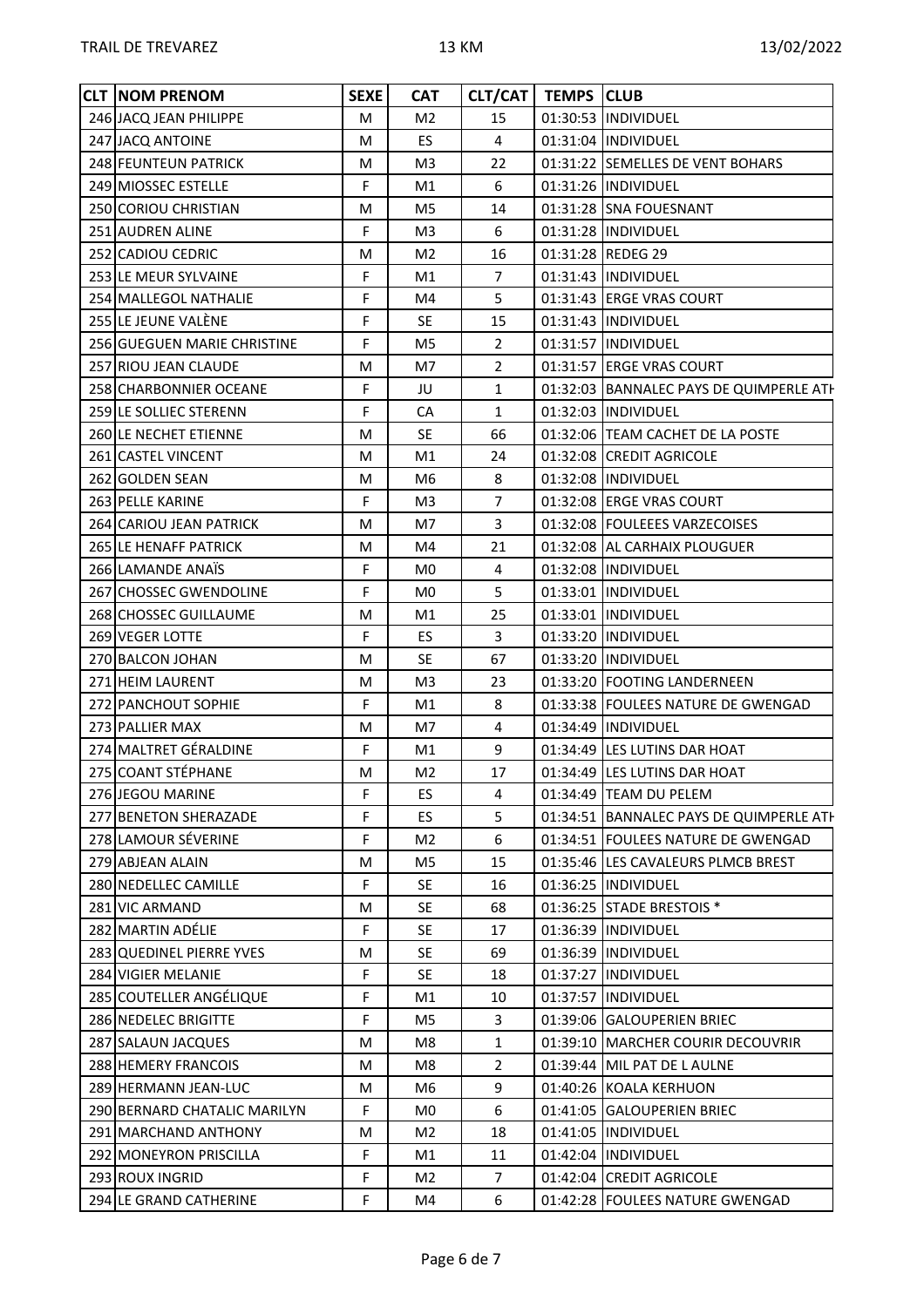| CLT | NOM PRENOM | SEXE | CAT | CLT/CAT | TEMPS | CLUB |
|---|---|---|---|---|---|---|
| 246 | JACQ JEAN PHILIPPE | M | M2 | 15 | 01:30:53 | INDIVIDUEL |
| 247 | JACQ ANTOINE | M | ES | 4 | 01:31:04 | INDIVIDUEL |
| 248 | FEUNTEUN PATRICK | M | M3 | 22 | 01:31:22 | SEMELLES DE VENT BOHARS |
| 249 | MIOSSEC ESTELLE | F | M1 | 6 | 01:31:26 | INDIVIDUEL |
| 250 | CORIOU CHRISTIAN | M | M5 | 14 | 01:31:28 | SNA FOUESNANT |
| 251 | AUDREN ALINE | F | M3 | 6 | 01:31:28 | INDIVIDUEL |
| 252 | CADIOU CEDRIC | M | M2 | 16 | 01:31:28 | REDEG 29 |
| 253 | LE MEUR SYLVAINE | F | M1 | 7 | 01:31:43 | INDIVIDUEL |
| 254 | MALLEGOL NATHALIE | F | M4 | 5 | 01:31:43 | ERGE VRAS COURT |
| 255 | LE JEUNE VALÈNE | F | SE | 15 | 01:31:43 | INDIVIDUEL |
| 256 | GUEGUEN MARIE CHRISTINE | F | M5 | 2 | 01:31:57 | INDIVIDUEL |
| 257 | RIOU JEAN CLAUDE | M | M7 | 2 | 01:31:57 | ERGE VRAS COURT |
| 258 | CHARBONNIER OCEANE | F | JU | 1 | 01:32:03 | BANNALEC PAYS DE QUIMPERLE ATH |
| 259 | LE SOLLIEC STERENN | F | CA | 1 | 01:32:03 | INDIVIDUEL |
| 260 | LE NECHET ETIENNE | M | SE | 66 | 01:32:06 | TEAM CACHET DE LA POSTE |
| 261 | CASTEL VINCENT | M | M1 | 24 | 01:32:08 | CREDIT AGRICOLE |
| 262 | GOLDEN SEAN | M | M6 | 8 | 01:32:08 | INDIVIDUEL |
| 263 | PELLE KARINE | F | M3 | 7 | 01:32:08 | ERGE VRAS COURT |
| 264 | CARIOU JEAN PATRICK | M | M7 | 3 | 01:32:08 | FOULEEES VARZECOISES |
| 265 | LE HENAFF PATRICK | M | M4 | 21 | 01:32:08 | AL CARHAIX PLOUGUER |
| 266 | LAMANDE ANAÏS | F | M0 | 4 | 01:32:08 | INDIVIDUEL |
| 267 | CHOSSEC GWENDOLINE | F | M0 | 5 | 01:33:01 | INDIVIDUEL |
| 268 | CHOSSEC GUILLAUME | M | M1 | 25 | 01:33:01 | INDIVIDUEL |
| 269 | VEGER LOTTE | F | ES | 3 | 01:33:20 | INDIVIDUEL |
| 270 | BALCON JOHAN | M | SE | 67 | 01:33:20 | INDIVIDUEL |
| 271 | HEIM LAURENT | M | M3 | 23 | 01:33:20 | FOOTING LANDERNEEN |
| 272 | PANCHOUT SOPHIE | F | M1 | 8 | 01:33:38 | FOULEES NATURE DE GWENGAD |
| 273 | PALLIER MAX | M | M7 | 4 | 01:34:49 | INDIVIDUEL |
| 274 | MALTRET GÉRALDINE | F | M1 | 9 | 01:34:49 | LES LUTINS DAR HOAT |
| 275 | COANT STÉPHANE | M | M2 | 17 | 01:34:49 | LES LUTINS DAR HOAT |
| 276 | JEGOU MARINE | F | ES | 4 | 01:34:49 | TEAM DU PELEM |
| 277 | BENETON SHERAZADE | F | ES | 5 | 01:34:51 | BANNALEC PAYS DE QUIMPERLE ATH |
| 278 | LAMOUR SÉVERINE | F | M2 | 6 | 01:34:51 | FOULEES NATURE DE GWENGAD |
| 279 | ABJEAN ALAIN | M | M5 | 15 | 01:35:46 | LES CAVALEURS PLMCB BREST |
| 280 | NEDELLEC CAMILLE | F | SE | 16 | 01:36:25 | INDIVIDUEL |
| 281 | VIC ARMAND | M | SE | 68 | 01:36:25 | STADE BRESTOIS * |
| 282 | MARTIN ADÉLIE | F | SE | 17 | 01:36:39 | INDIVIDUEL |
| 283 | QUEDINEL PIERRE YVES | M | SE | 69 | 01:36:39 | INDIVIDUEL |
| 284 | VIGIER MELANIE | F | SE | 18 | 01:37:27 | INDIVIDUEL |
| 285 | COUTELLER ANGÉLIQUE | F | M1 | 10 | 01:37:57 | INDIVIDUEL |
| 286 | NEDELEC BRIGITTE | F | M5 | 3 | 01:39:06 | GALOUPERIEN BRIEC |
| 287 | SALAUN JACQUES | M | M8 | 1 | 01:39:10 | MARCHER COURIR DECOUVRIR |
| 288 | HEMERY FRANCOIS | M | M8 | 2 | 01:39:44 | MIL PAT DE L AULNE |
| 289 | HERMANN JEAN-LUC | M | M6 | 9 | 01:40:26 | KOALA KERHUON |
| 290 | BERNARD CHATALIC MARILYN | F | M0 | 6 | 01:41:05 | GALOUPERIEN BRIEC |
| 291 | MARCHAND ANTHONY | M | M2 | 18 | 01:41:05 | INDIVIDUEL |
| 292 | MONEYRON PRISCILLA | F | M1 | 11 | 01:42:04 | INDIVIDUEL |
| 293 | ROUX INGRID | F | M2 | 7 | 01:42:04 | CREDIT AGRICOLE |
| 294 | LE GRAND CATHERINE | F | M4 | 6 | 01:42:28 | FOULEES NATURE GWENGAD |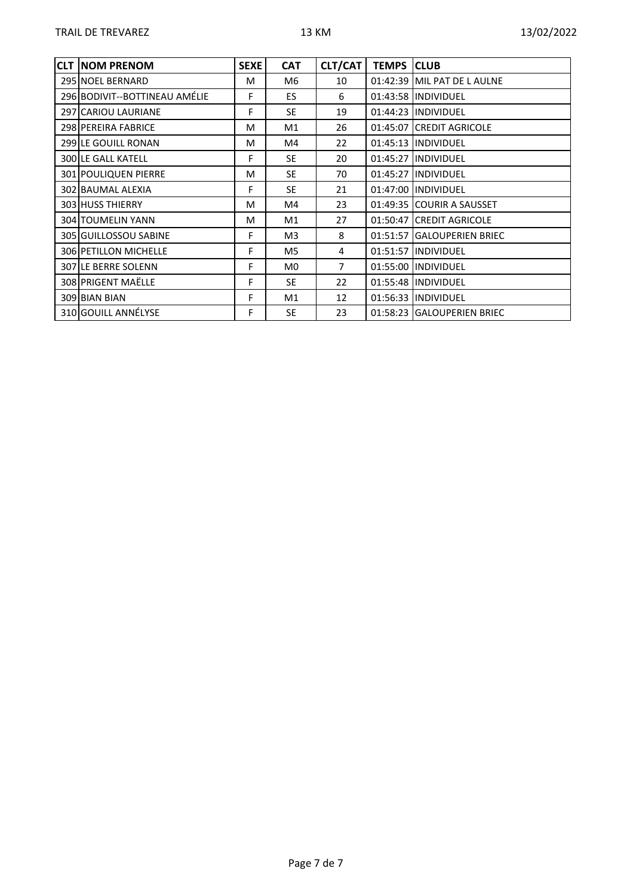| CLT | NOM PRENOM | SEXE | CAT | CLT/CAT | TEMPS | CLUB |
|---|---|---|---|---|---|---|
| 295 | NOEL BERNARD | M | M6 | 10 | 01:42:39 | MIL PAT DE L AULNE |
| 296 | BODIVIT--BOTTINEAU AMÉLIE | F | ES | 6 | 01:43:58 | INDIVIDUEL |
| 297 | CARIOU LAURIANE | F | SE | 19 | 01:44:23 | INDIVIDUEL |
| 298 | PEREIRA FABRICE | M | M1 | 26 | 01:45:07 | CREDIT AGRICOLE |
| 299 | LE GOUILL RONAN | M | M4 | 22 | 01:45:13 | INDIVIDUEL |
| 300 | LE GALL KATELL | F | SE | 20 | 01:45:27 | INDIVIDUEL |
| 301 | POULIQUEN PIERRE | M | SE | 70 | 01:45:27 | INDIVIDUEL |
| 302 | BAUMAL ALEXIA | F | SE | 21 | 01:47:00 | INDIVIDUEL |
| 303 | HUSS THIERRY | M | M4 | 23 | 01:49:35 | COURIR A SAUSSET |
| 304 | TOUMELIN YANN | M | M1 | 27 | 01:50:47 | CREDIT AGRICOLE |
| 305 | GUILLOSSOU SABINE | F | M3 | 8 | 01:51:57 | GALOUPERIEN BRIEC |
| 306 | PETILLON MICHELLE | F | M5 | 4 | 01:51:57 | INDIVIDUEL |
| 307 | LE BERRE SOLENN | F | M0 | 7 | 01:55:00 | INDIVIDUEL |
| 308 | PRIGENT MAËLLE | F | SE | 22 | 01:55:48 | INDIVIDUEL |
| 309 | BIAN BIAN | F | M1 | 12 | 01:56:33 | INDIVIDUEL |
| 310 | GOUILL ANNÉLYSE | F | SE | 23 | 01:58:23 | GALOUPERIEN BRIEC |